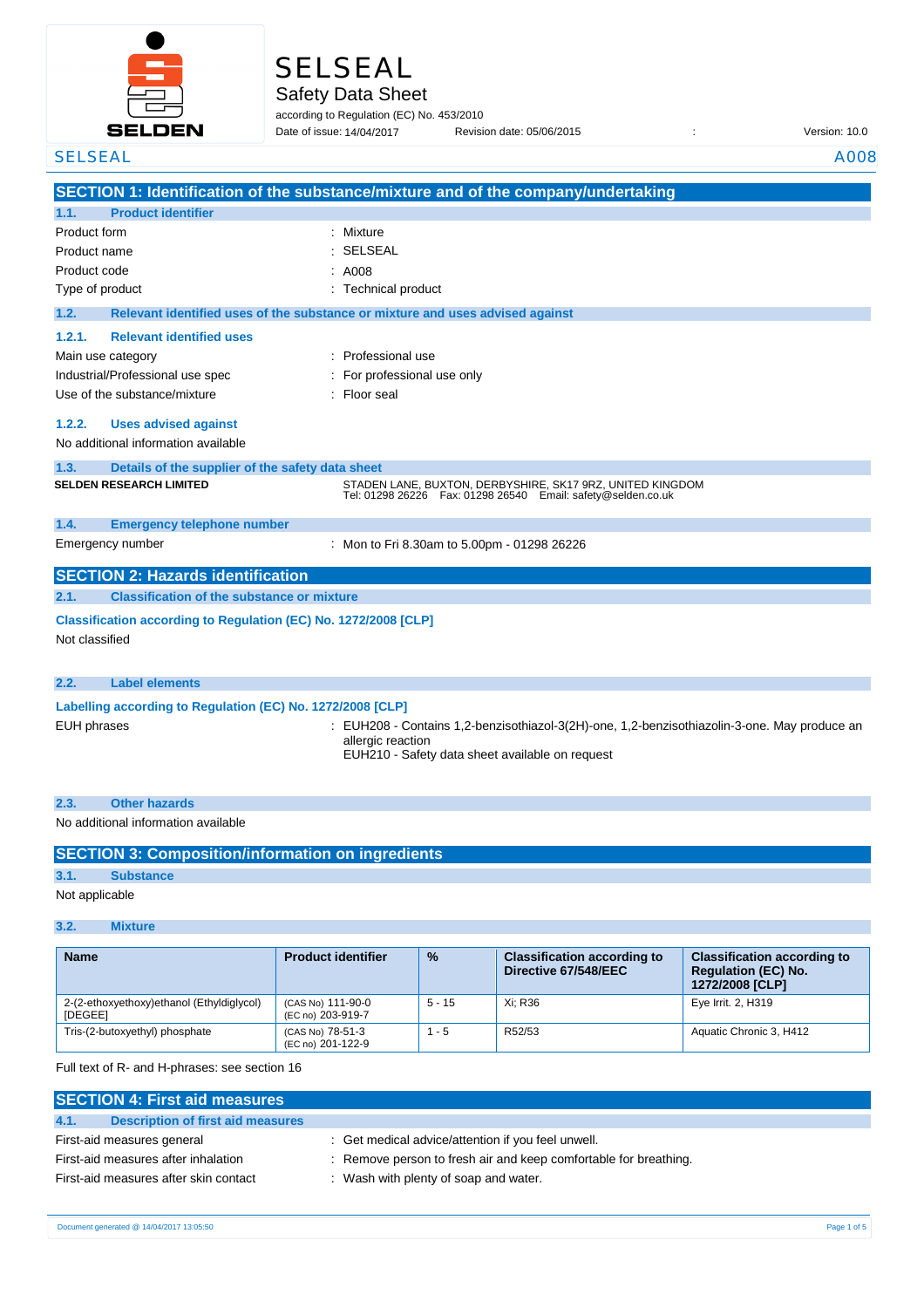# SELSEAL

## Safety Data Sheet

according to Regulation (EC) No. 453/2010

Date of issue: 14/04/2017 Revision date: 05/06/2015 : Version: 10.0

SELSEAL A008

## SECTION 1: Identification of the substance/mixture and of the company/undertaking

### 1.1. Product identifier

Product form : Mixture

Product name : SELSEAL

Product code : A008

Type of product : Technical product

### 1.2. Relevant identified uses of the substance or mixture and uses advised against

#### 1.2.1. Relevant identified uses

Main use category : Professional use

Industrial/Professional use spec : For professional use only

Use of the substance/mixture : Floor seal

#### 1.2.2. Uses advised against

No additional information available

### 1.3. Details of the supplier of the safety data sheet

**SELDEN RESEARCH LIMITED**

STADEN LANE, BUXTON, DERBYSHIRE, SK17 9RZ, UNITED KINGDOM
Tel: 01298 26226 Fax: 01298 26540 Email: safety@selden.co.uk

### 1.4. Emergency telephone number

Emergency number : Mon to Fri 8.30am to 5.00pm - 01298 26226

## SECTION 2: Hazards identification

### 2.1. Classification of the substance or mixture

**Classification according to Regulation (EC) No. 1272/2008 [CLP]**

Not classified

### 2.2. Label elements

**Labelling according to Regulation (EC) No. 1272/2008 [CLP]**

EUH phrases : EUH208 - Contains 1,2-benzisothiazol-3(2H)-one, 1,2-benzisothiazolin-3-one. May produce an allergic reaction
EUH210 - Safety data sheet available on request

### 2.3. Other hazards

No additional information available

## SECTION 3: Composition/information on ingredients

### 3.1. Substance

Not applicable

### 3.2. Mixture

| Name | Product identifier | % | Classification according to Directive 67/548/EEC | Classification according to Regulation (EC) No. 1272/2008 [CLP] |
|---|---|---|---|---|
| 2-(2-ethoxyethoxy)ethanol (Ethyldiglycol) [DEGEE] | (CAS No) 111-90-0 (EC no) 203-919-7 | 5 - 15 | Xi; R36 | Eye Irrit. 2, H319 |
| Tris-(2-butoxyethyl) phosphate | (CAS No) 78-51-3 (EC no) 201-122-9 | 1 - 5 | R52/53 | Aquatic Chronic 3, H412 |

Full text of R- and H-phrases: see section 16

## SECTION 4: First aid measures

### 4.1. Description of first aid measures

First-aid measures general : Get medical advice/attention if you feel unwell.

First-aid measures after inhalation : Remove person to fresh air and keep comfortable for breathing.

First-aid measures after skin contact : Wash with plenty of soap and water.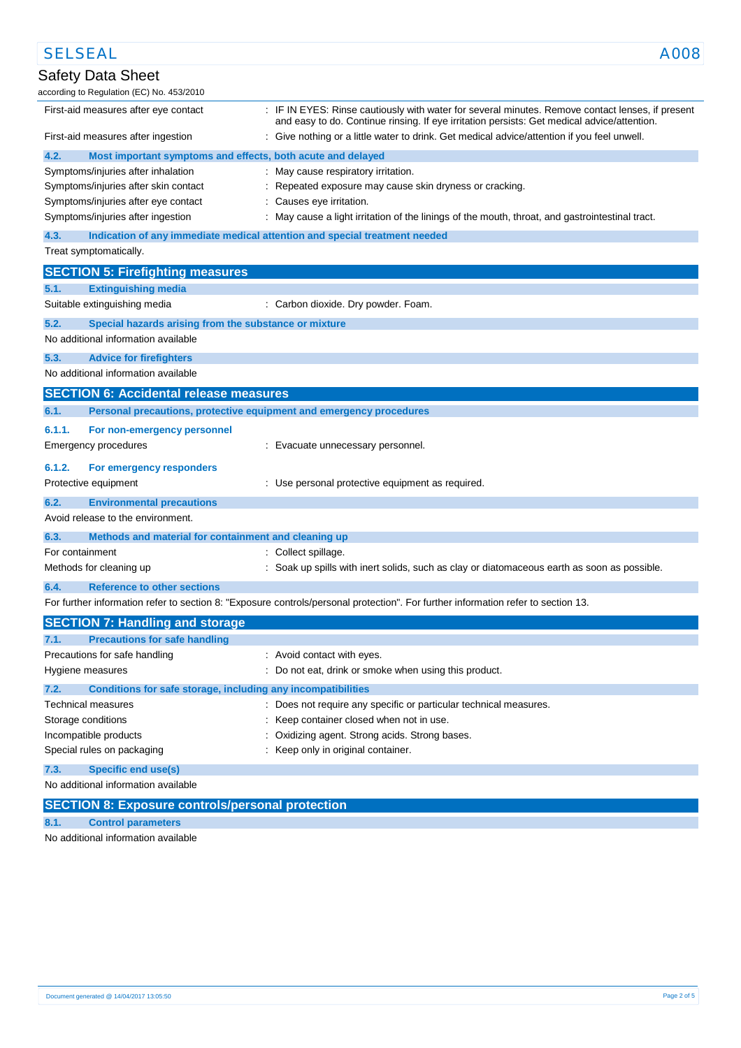| | |
|---|---|
| First-aid measures after eye contact | : IF IN EYES: Rinse cautiously with water for several minutes. Remove contact lenses, if present and easy to do. Continue rinsing. If eye irritation persists: Get medical advice/attention. |
| First-aid measures after ingestion | : Give nothing or a little water to drink. Get medical advice/attention if you feel unwell. |

### 4.2. Most important symptoms and effects, both acute and delayed

| | |
|---|---|
| Symptoms/injuries after inhalation | : May cause respiratory irritation. |
| Symptoms/injuries after skin contact | : Repeated exposure may cause skin dryness or cracking. |
| Symptoms/injuries after eye contact | : Causes eye irritation. |
| Symptoms/injuries after ingestion | : May cause a light irritation of the linings of the mouth, throat, and gastrointestinal tract. |

### 4.3. Indication of any immediate medical attention and special treatment needed

Treat symptomatically.

## SECTION 5: Firefighting measures

### 5.1. Extinguishing media

| | |
|---|---|
| Suitable extinguishing media | : Carbon dioxide. Dry powder. Foam. |

### 5.2. Special hazards arising from the substance or mixture

No additional information available

### 5.3. Advice for firefighters

No additional information available

## SECTION 6: Accidental release measures

### 6.1. Personal precautions, protective equipment and emergency procedures

#### 6.1.1. For non-emergency personnel

| | |
|---|---|
| Emergency procedures | : Evacuate unnecessary personnel. |

#### 6.1.2. For emergency responders

| | |
|---|---|
| Protective equipment | : Use personal protective equipment as required. |

### 6.2. Environmental precautions

Avoid release to the environment.

### 6.3. Methods and material for containment and cleaning up

| | |
|---|---|
| For containment | : Collect spillage. |
| Methods for cleaning up | : Soak up spills with inert solids, such as clay or diatomaceous earth as soon as possible. |

### 6.4. Reference to other sections

For further information refer to section 8: "Exposure controls/personal protection". For further information refer to section 13.

## SECTION 7: Handling and storage

### 7.1. Precautions for safe handling

| | |
|---|---|
| Precautions for safe handling | : Avoid contact with eyes. |
| Hygiene measures | : Do not eat, drink or smoke when using this product. |

### 7.2. Conditions for safe storage, including any incompatibilities

| | |
|---|---|
| Technical measures | : Does not require any specific or particular technical measures. |
| Storage conditions | : Keep container closed when not in use. |
| Incompatible products | : Oxidizing agent. Strong acids. Strong bases. |
| Special rules on packaging | : Keep only in original container. |

### 7.3. Specific end use(s)

No additional information available

## SECTION 8: Exposure controls/personal protection

### 8.1. Control parameters

No additional information available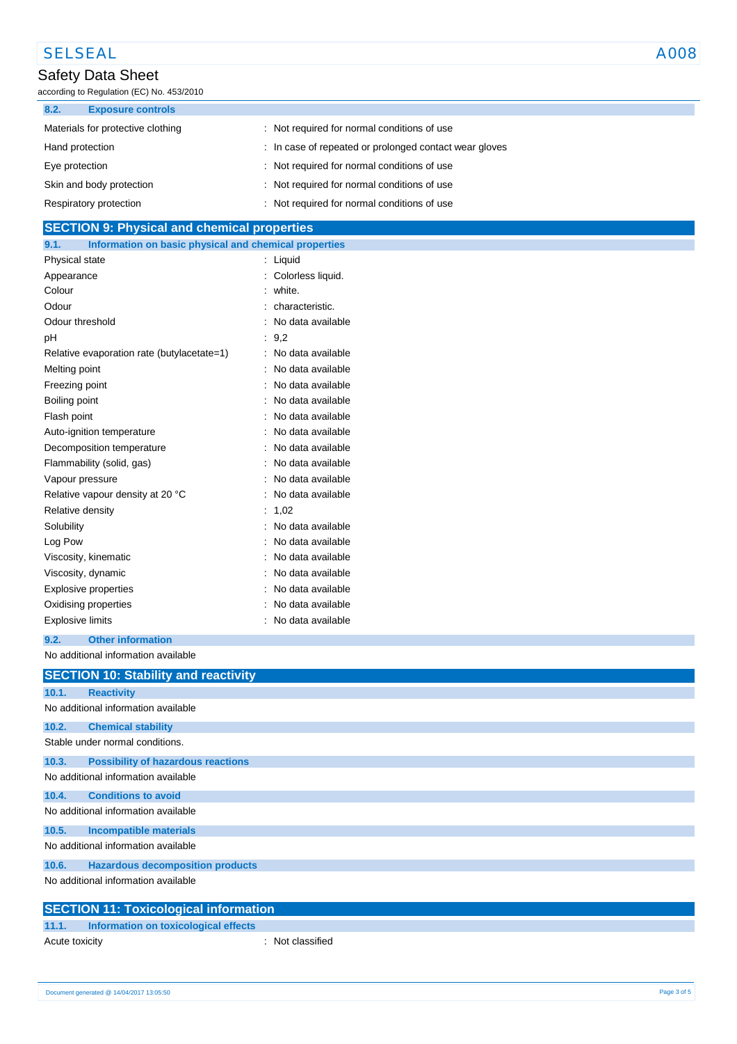### 8.2. Exposure controls

| | |
|---|---|
| Materials for protective clothing | : Not required for normal conditions of use |
| Hand protection | : In case of repeated or prolonged contact wear gloves |
| Eye protection | : Not required for normal conditions of use |
| Skin and body protection | : Not required for normal conditions of use |
| Respiratory protection | : Not required for normal conditions of use |

## SECTION 9: Physical and chemical properties

### 9.1. Information on basic physical and chemical properties

| | |
|---|---|
| Physical state | : Liquid |
| Appearance | : Colorless liquid. |
| Colour | : white. |
| Odour | : characteristic. |
| Odour threshold | : No data available |
| pH | : 9,2 |
| Relative evaporation rate (butylacetate=1) | : No data available |
| Melting point | : No data available |
| Freezing point | : No data available |
| Boiling point | : No data available |
| Flash point | : No data available |
| Auto-ignition temperature | : No data available |
| Decomposition temperature | : No data available |
| Flammability (solid, gas) | : No data available |
| Vapour pressure | : No data available |
| Relative vapour density at 20 °C | : No data available |
| Relative density | : 1,02 |
| Solubility | : No data available |
| Log Pow | : No data available |
| Viscosity, kinematic | : No data available |
| Viscosity, dynamic | : No data available |
| Explosive properties | : No data available |
| Oxidising properties | : No data available |
| Explosive limits | : No data available |

### 9.2. Other information

No additional information available

## SECTION 10: Stability and reactivity

### 10.1. Reactivity

No additional information available

### 10.2. Chemical stability

Stable under normal conditions.

### 10.3. Possibility of hazardous reactions

No additional information available

### 10.4. Conditions to avoid

No additional information available

### 10.5. Incompatible materials

No additional information available

### 10.6. Hazardous decomposition products

No additional information available

## SECTION 11: Toxicological information

### 11.1. Information on toxicological effects

| | |
|---|---|
| Acute toxicity | : Not classified |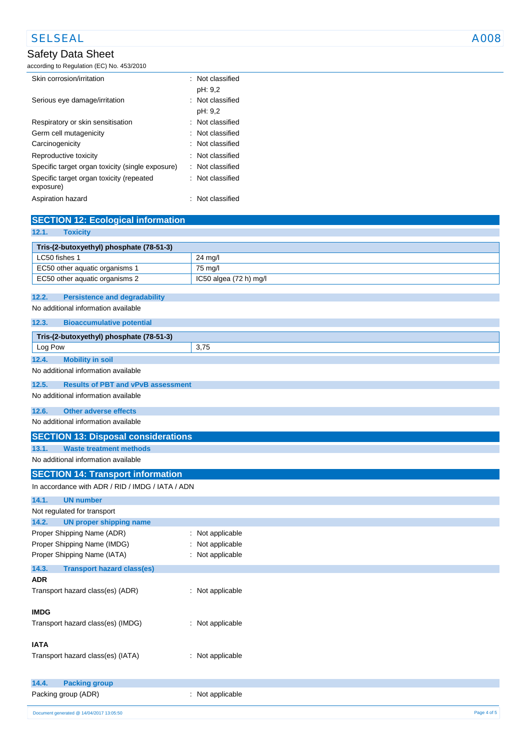| | |
|---|---|
| Skin corrosion/irritation | : Not classified<br>pH: 9,2 |
| Serious eye damage/irritation | : Not classified<br>pH: 9,2 |
| Respiratory or skin sensitisation | : Not classified |
| Germ cell mutagenicity | : Not classified |
| Carcinogenicity | : Not classified |
| Reproductive toxicity | : Not classified |
| Specific target organ toxicity (single exposure) | : Not classified |
| Specific target organ toxicity (repeated exposure) | : Not classified |
| Aspiration hazard | : Not classified |

## SECTION 12: Ecological information

### 12.1. Toxicity

| Tris-(2-butoxyethyl) phosphate (78-51-3) | |
|---|---|
| LC50 fishes 1 | 24 mg/l |
| EC50 other aquatic organisms 1 | 75 mg/l |
| EC50 other aquatic organisms 2 | IC50 algea (72 h) mg/l |

### 12.2. Persistence and degradability

No additional information available

### 12.3. Bioaccumulative potential

| Tris-(2-butoxyethyl) phosphate (78-51-3) | |
|---|---|
| Log Pow | 3,75 |

### 12.4. Mobility in soil

No additional information available

### 12.5. Results of PBT and vPvB assessment

No additional information available

### 12.6. Other adverse effects

No additional information available

## SECTION 13: Disposal considerations

### 13.1. Waste treatment methods

No additional information available

## SECTION 14: Transport information

In accordance with ADR / RID / IMDG / IATA / ADN

### 14.1. UN number

Not regulated for transport

### 14.2. UN proper shipping name

| | |
|---|---|
| Proper Shipping Name (ADR) | : Not applicable |
| Proper Shipping Name (IMDG) | : Not applicable |
| Proper Shipping Name (IATA) | : Not applicable |

### 14.3. Transport hazard class(es)

**ADR**

Transport hazard class(es) (ADR) : Not applicable

**IMDG**

Transport hazard class(es) (IMDG) : Not applicable

**IATA**

Transport hazard class(es) (IATA) : Not applicable

### 14.4. Packing group

Packing group (ADR) : Not applicable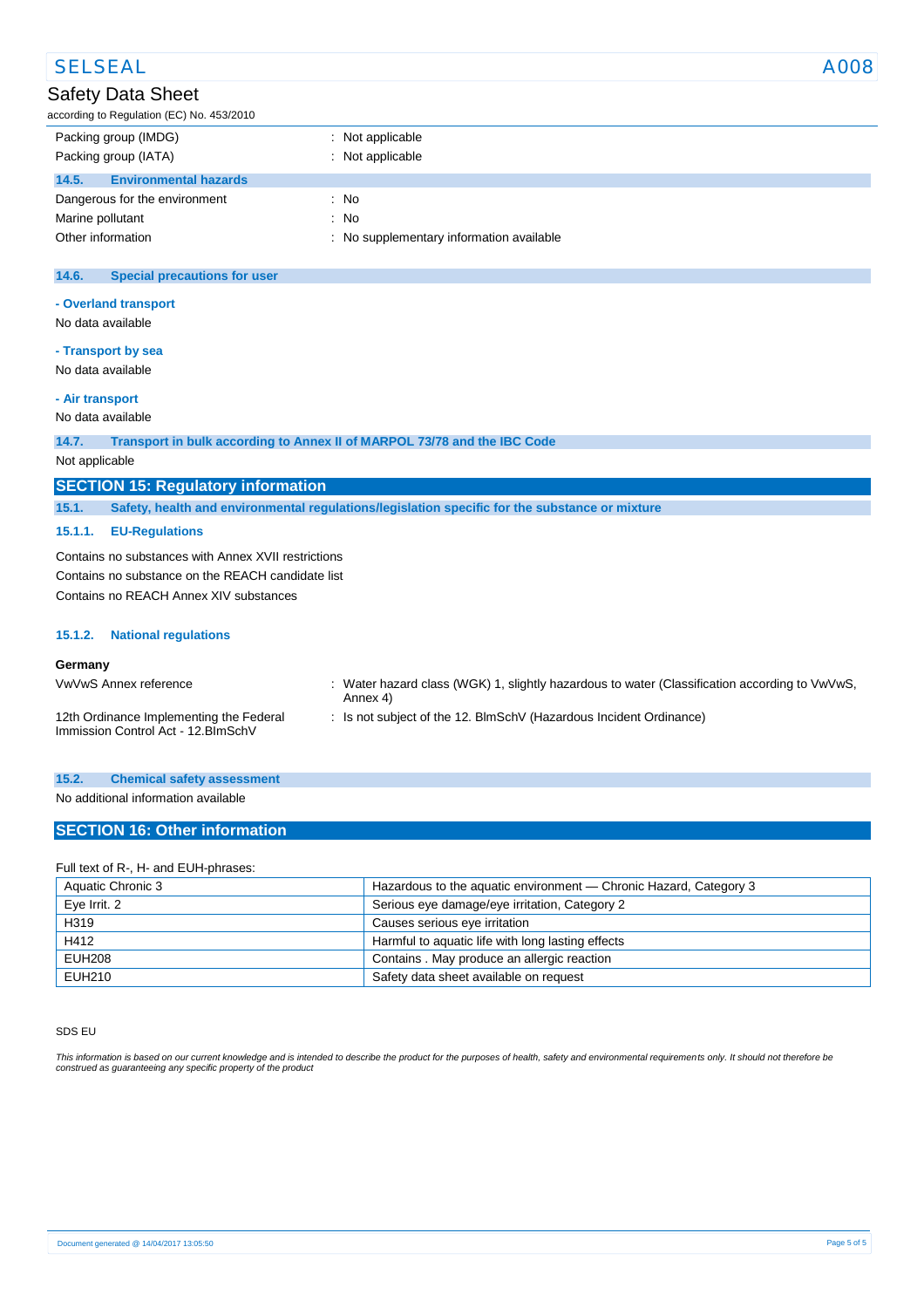| | |
|---|---|
| Packing group (IMDG) | : Not applicable |
| Packing group (IATA) | : Not applicable |

### 14.5. Environmental hazards

| | |
|---|---|
| Dangerous for the environment | : No |
| Marine pollutant | : No |
| Other information | : No supplementary information available |

### 14.6. Special precautions for user

**- Overland transport**

No data available

**- Transport by sea**

No data available

**- Air transport**

No data available

### 14.7. Transport in bulk according to Annex II of MARPOL 73/78 and the IBC Code

Not applicable

## SECTION 15: Regulatory information

### 15.1. Safety, health and environmental regulations/legislation specific for the substance or mixture

#### 15.1.1. EU-Regulations

Contains no substances with Annex XVII restrictions

Contains no substance on the REACH candidate list

Contains no REACH Annex XIV substances

#### 15.1.2. National regulations

**Germany**

| | |
|---|---|
| VwVwS Annex reference | : Water hazard class (WGK) 1, slightly hazardous to water (Classification according to VwVwS, Annex 4) |
| 12th Ordinance Implementing the Federal Immission Control Act - 12.BImSchV | : Is not subject of the 12. BlmSchV (Hazardous Incident Ordinance) |

### 15.2. Chemical safety assessment

No additional information available

## SECTION 16: Other information

Full text of R-, H- and EUH-phrases:

| | |
|---|---|
| Aquatic Chronic 3 | Hazardous to the aquatic environment — Chronic Hazard, Category 3 |
| Eye Irrit. 2 | Serious eye damage/eye irritation, Category 2 |
| H319 | Causes serious eye irritation |
| H412 | Harmful to aquatic life with long lasting effects |
| EUH208 | Contains . May produce an allergic reaction |
| EUH210 | Safety data sheet available on request |

SDS EU

*This information is based on our current knowledge and is intended to describe the product for the purposes of health, safety and environmental requirements only. It should not therefore be construed as guaranteeing any specific property of the product*